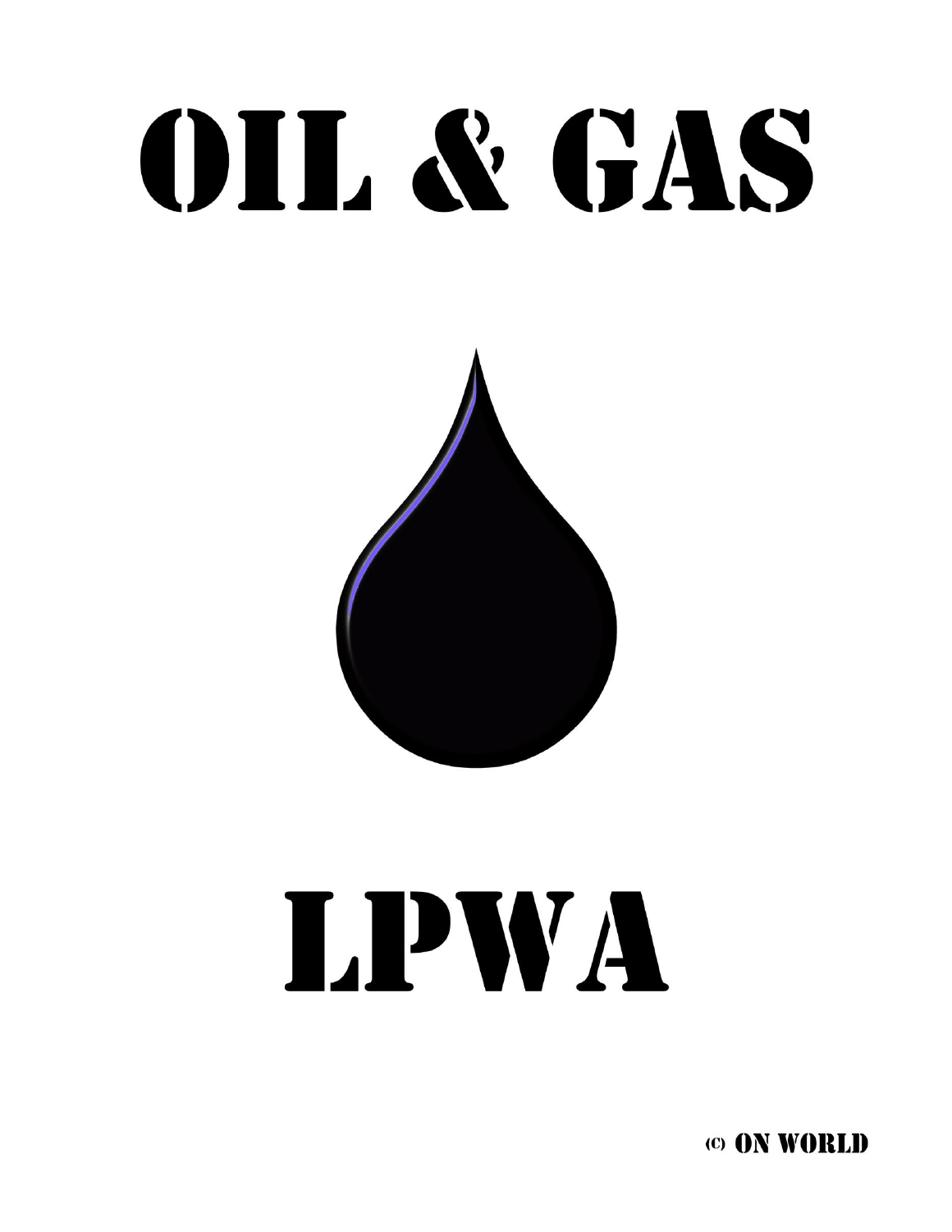# OIL & GAS

# LPWA

(c) ON WORLD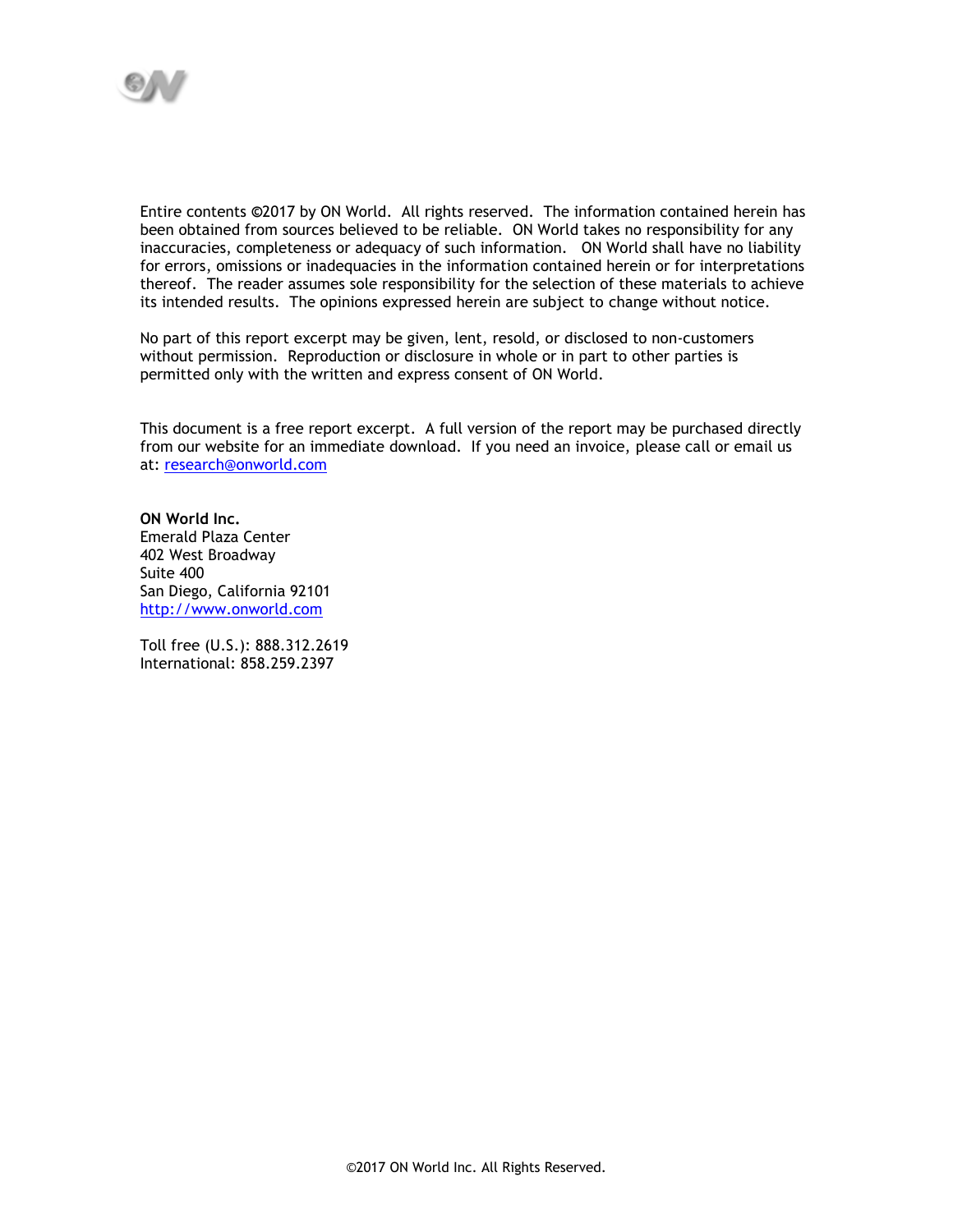Entire contents ©2017 by ON World. All rights reserved. The information contained herein has been obtained from sources believed to be reliable. ON World takes no responsibility for any inaccuracies, completeness or adequacy of such information. ON World shall have no liability for errors, omissions or inadequacies in the information contained herein or for interpretations thereof. The reader assumes sole responsibility for the selection of these materials to achieve its intended results. The opinions expressed herein are subject to change without notice.

No part of this report excerpt may be given, lent, resold, or disclosed to non-customers without permission. Reproduction or disclosure in whole or in part to other parties is permitted only with the written and express consent of ON World.

This document is a free report excerpt. A full version of the report may be purchased directly from our website for an immediate download. If you need an invoice, please call or email us at: research@onworld.com

**ON World Inc.**
Emerald Plaza Center
402 West Broadway
Suite 400
San Diego, California 92101
http://www.onworld.com

Toll free (U.S.): 888.312.2619
International: 858.259.2397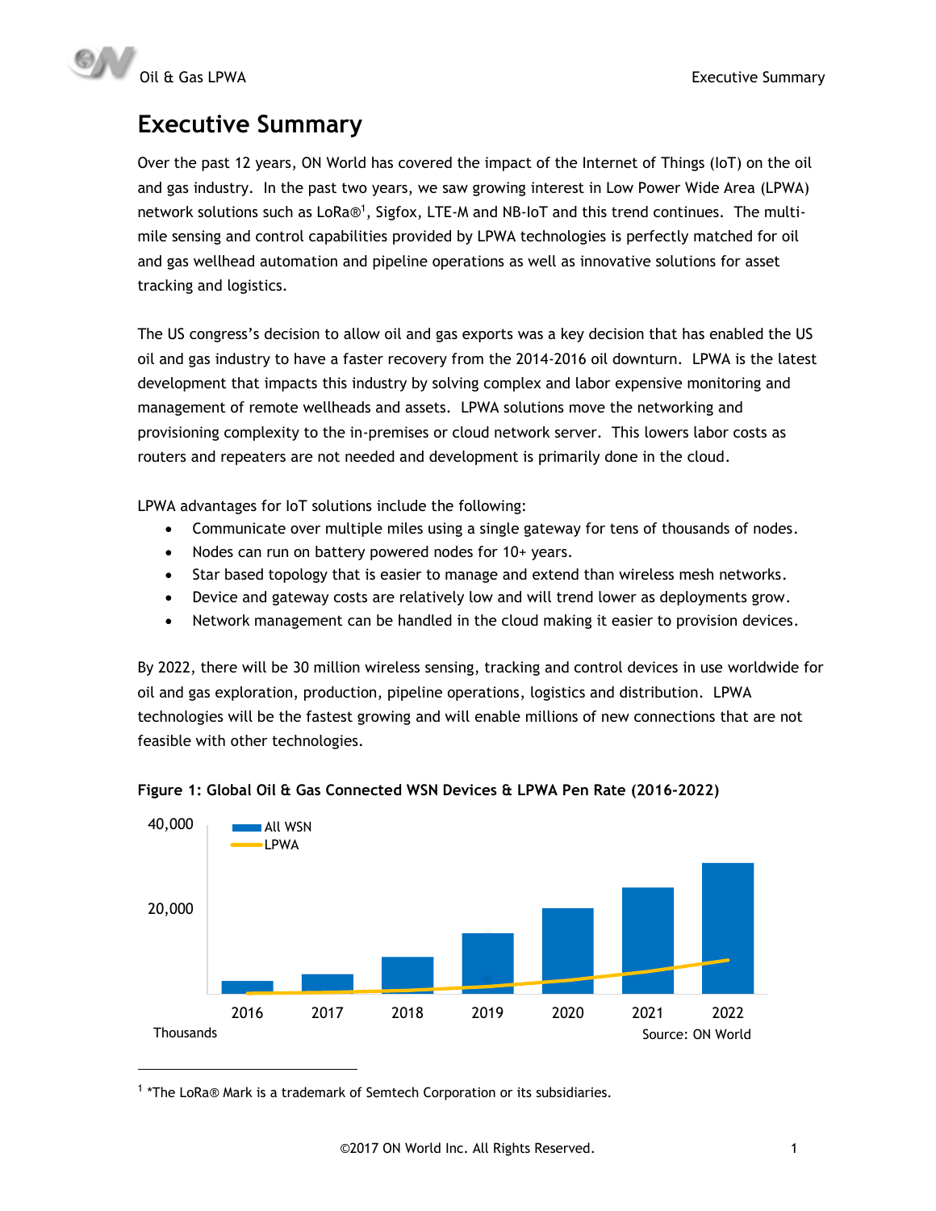# Executive Summary

Over the past 12 years, ON World has covered the impact of the Internet of Things (IoT) on the oil and gas industry. In the past two years, we saw growing interest in Low Power Wide Area (LPWA) network solutions such as LoRa®[1], Sigfox, LTE-M and NB-IoT and this trend continues. The multi-mile sensing and control capabilities provided by LPWA technologies is perfectly matched for oil and gas wellhead automation and pipeline operations as well as innovative solutions for asset tracking and logistics.

The US congress's decision to allow oil and gas exports was a key decision that has enabled the US oil and gas industry to have a faster recovery from the 2014-2016 oil downturn. LPWA is the latest development that impacts this industry by solving complex and labor expensive monitoring and management of remote wellheads and assets. LPWA solutions move the networking and provisioning complexity to the in-premises or cloud network server. This lowers labor costs as routers and repeaters are not needed and development is primarily done in the cloud.

LPWA advantages for IoT solutions include the following:

- Communicate over multiple miles using a single gateway for tens of thousands of nodes.
- Nodes can run on battery powered nodes for 10+ years.
- Star based topology that is easier to manage and extend than wireless mesh networks.
- Device and gateway costs are relatively low and will trend lower as deployments grow.
- Network management can be handled in the cloud making it easier to provision devices.

By 2022, there will be 30 million wireless sensing, tracking and control devices in use worldwide for oil and gas exploration, production, pipeline operations, logistics and distribution. LPWA technologies will be the fastest growing and will enable millions of new connections that are not feasible with other technologies.

**Figure 1: Global Oil & Gas Connected WSN Devices & LPWA Pen Rate (2016-2022)**

40,000
20,000
All WSN
LPWA
2016 2017 2018 2019 2020 2021 2022
Thousands
Source: ON World

[1] *The LoRa® Mark is a trademark of Semtech Corporation or its subsidiaries.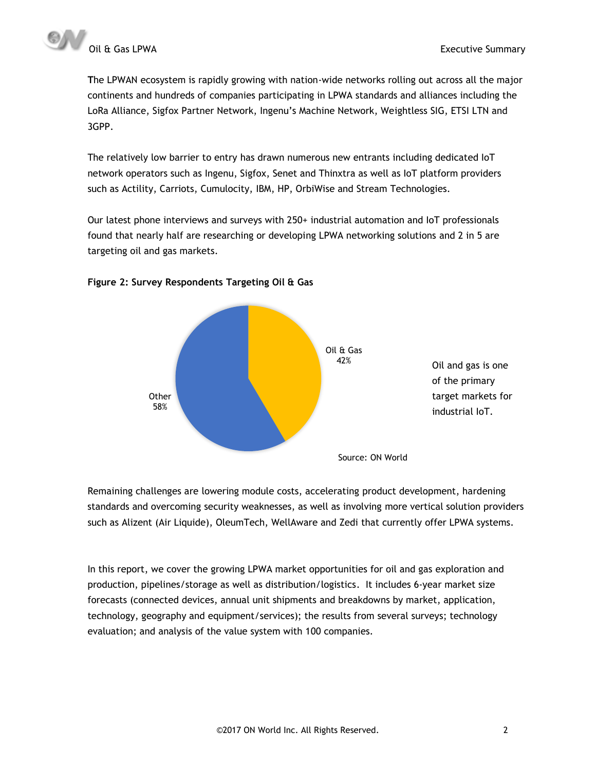The LPWAN ecosystem is rapidly growing with nation-wide networks rolling out across all the major continents and hundreds of companies participating in LPWA standards and alliances including the LoRa Alliance, Sigfox Partner Network, Ingenu's Machine Network, Weightless SIG, ETSI LTN and 3GPP.

The relatively low barrier to entry has drawn numerous new entrants including dedicated IoT network operators such as Ingenu, Sigfox, Senet and Thinxtra as well as IoT platform providers such as Actility, Carriots, Cumulocity, IBM, HP, OrbiWise and Stream Technologies.

Our latest phone interviews and surveys with 250+ industrial automation and IoT professionals found that nearly half are researching or developing LPWA networking solutions and 2 in 5 are targeting oil and gas markets.

**Figure 2: Survey Respondents Targeting Oil & Gas**

Oil & Gas
42%

Other
58%

Oil and gas is one of the primary target markets for industrial IoT.

Source: ON World

Remaining challenges are lowering module costs, accelerating product development, hardening standards and overcoming security weaknesses, as well as involving more vertical solution providers such as Alizent (Air Liquide), OleumTech, WellAware and Zedi that currently offer LPWA systems.

In this report, we cover the growing LPWA market opportunities for oil and gas exploration and production, pipelines/storage as well as distribution/logistics. It includes 6-year market size forecasts (connected devices, annual unit shipments and breakdowns by market, application, technology, geography and equipment/services); the results from several surveys; technology evaluation; and analysis of the value system with 100 companies.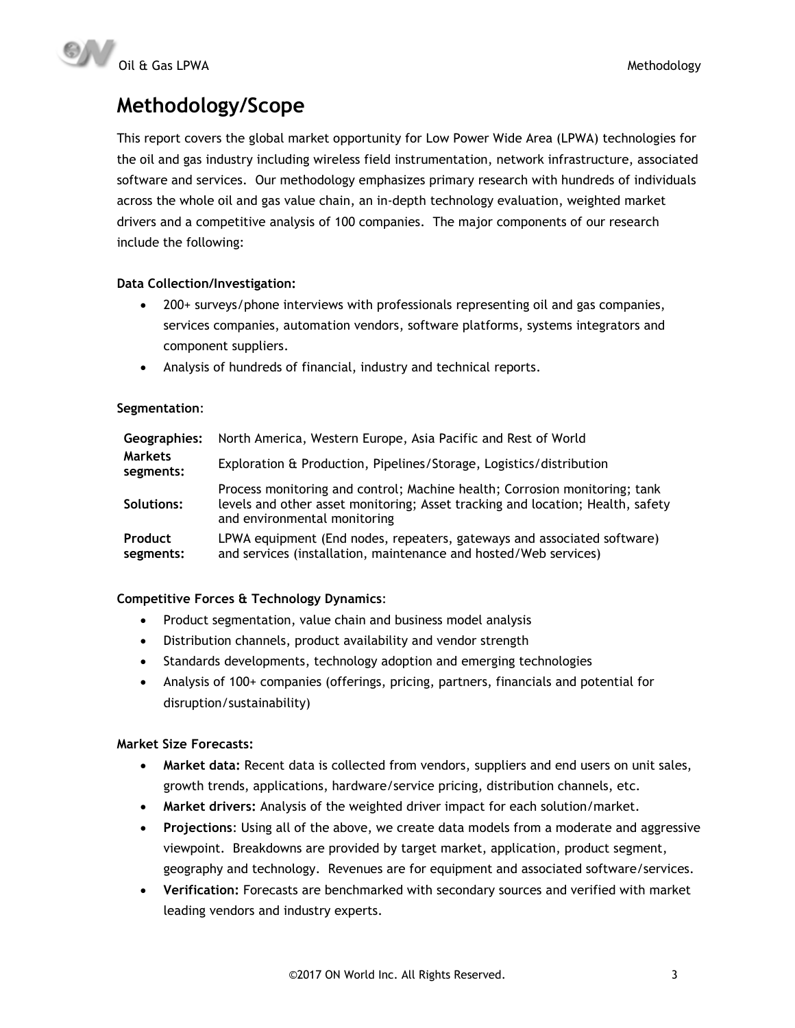# Methodology/Scope

This report covers the global market opportunity for Low Power Wide Area (LPWA) technologies for the oil and gas industry including wireless field instrumentation, network infrastructure, associated software and services. Our methodology emphasizes primary research with hundreds of individuals across the whole oil and gas value chain, an in-depth technology evaluation, weighted market drivers and a competitive analysis of 100 companies. The major components of our research include the following:

**Data Collection/Investigation:**

- 200+ surveys/phone interviews with professionals representing oil and gas companies, services companies, automation vendors, software platforms, systems integrators and component suppliers.
- Analysis of hundreds of financial, industry and technical reports.

**Segmentation**:

| | |
|---|---|
| **Geographies:** | North America, Western Europe, Asia Pacific and Rest of World |
| **Markets segments:** | Exploration & Production, Pipelines/Storage, Logistics/distribution |
| **Solutions:** | Process monitoring and control; Machine health; Corrosion monitoring; tank levels and other asset monitoring; Asset tracking and location; Health, safety and environmental monitoring |
| **Product segments:** | LPWA equipment (End nodes, repeaters, gateways and associated software) and services (installation, maintenance and hosted/Web services) |

**Competitive Forces & Technology Dynamics**:

- Product segmentation, value chain and business model analysis
- Distribution channels, product availability and vendor strength
- Standards developments, technology adoption and emerging technologies
- Analysis of 100+ companies (offerings, pricing, partners, financials and potential for disruption/sustainability)

**Market Size Forecasts:**

- **Market data:** Recent data is collected from vendors, suppliers and end users on unit sales, growth trends, applications, hardware/service pricing, distribution channels, etc.
- **Market drivers:** Analysis of the weighted driver impact for each solution/market.
- **Projections**: Using all of the above, we create data models from a moderate and aggressive viewpoint. Breakdowns are provided by target market, application, product segment, geography and technology. Revenues are for equipment and associated software/services.
- **Verification:** Forecasts are benchmarked with secondary sources and verified with market leading vendors and industry experts.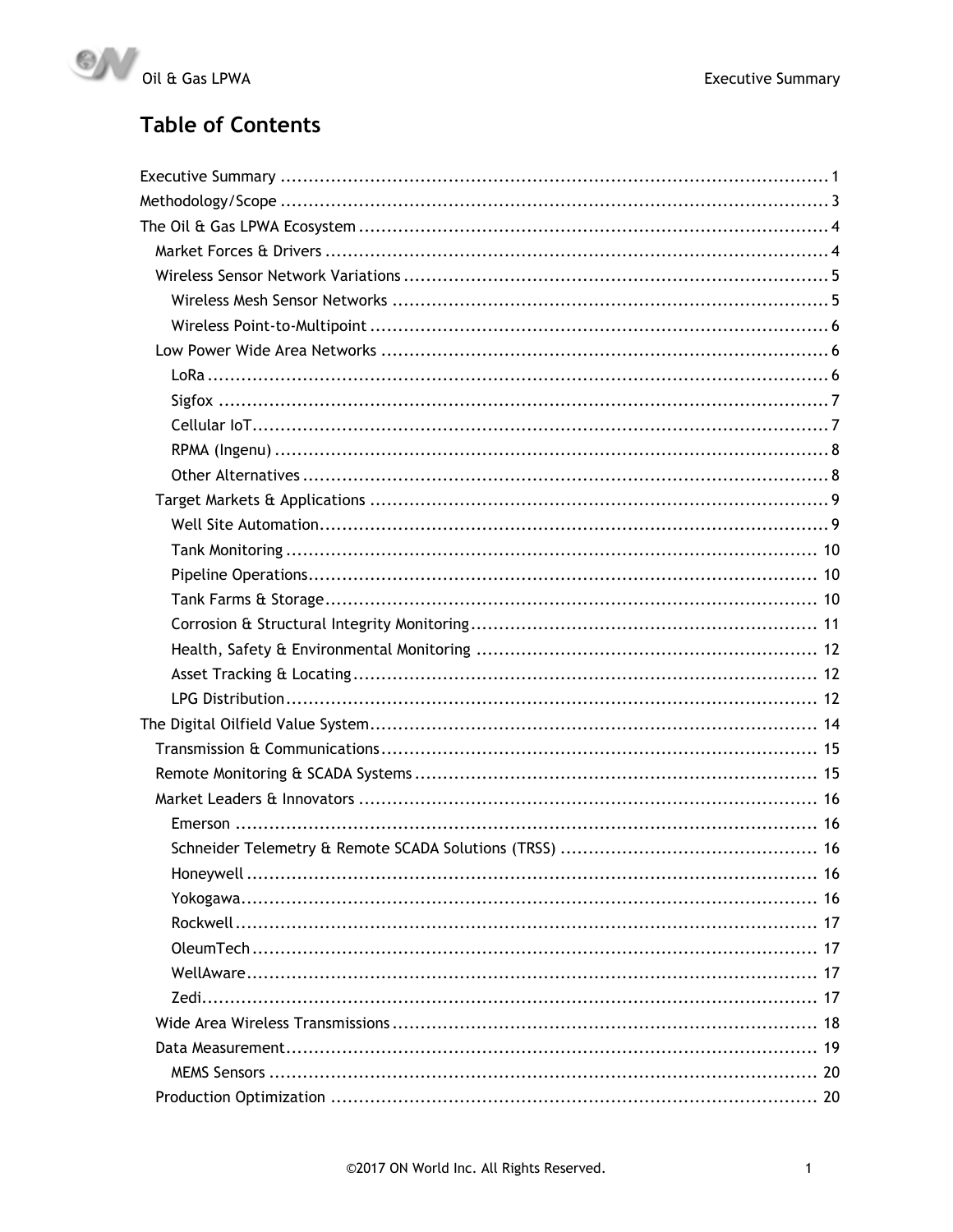# Table of Contents

Executive Summary ........................................................................................... 1
Methodology/Scope ........................................................................................... 3
The Oil & Gas LPWA Ecosystem ......................................................................... 4
- Market Forces & Drivers ................................................................................ 4
- Wireless Sensor Network Variations ................................................................. 5
  - Wireless Mesh Sensor Networks ................................................................. 5
  - Wireless Point-to-Multipoint ...................................................................... 6
- Low Power Wide Area Networks ..................................................................... 6
  - LoRa ....................................................................................................... 6
  - Sigfox ..................................................................................................... 7
  - Cellular IoT ............................................................................................. 7
  - RPMA (Ingenu) ........................................................................................ 8
  - Other Alternatives .................................................................................... 8
- Target Markets & Applications ....................................................................... 9
  - Well Site Automation ................................................................................. 9
  - Tank Monitoring ...................................................................................... 10
  - Pipeline Operations .................................................................................. 10
  - Tank Farms & Storage ............................................................................... 10
  - Corrosion & Structural Integrity Monitoring ................................................. 11
  - Health, Safety & Environmental Monitoring ................................................. 12
  - Asset Tracking & Locating ......................................................................... 12
  - LPG Distribution ...................................................................................... 12

The Digital Oilfield Value System ...................................................................... 14
- Transmission & Communications ................................................................... 15
- Remote Monitoring & SCADA Systems ............................................................ 15
- Market Leaders & Innovators ........................................................................ 16
  - Emerson ................................................................................................. 16
  - Schneider Telemetry & Remote SCADA Solutions (TRSS) ............................... 16
  - Honeywell ............................................................................................... 16
  - Yokogawa ................................................................................................ 16
  - Rockwell ................................................................................................. 17
  - OleumTech .............................................................................................. 17
  - WellAware ............................................................................................... 17
  - Zedi ....................................................................................................... 17
- Wide Area Wireless Transmissions ................................................................. 18
- Data Measurement ....................................................................................... 19
  - MEMS Sensors .......................................................................................... 20
- Production Optimization ............................................................................... 20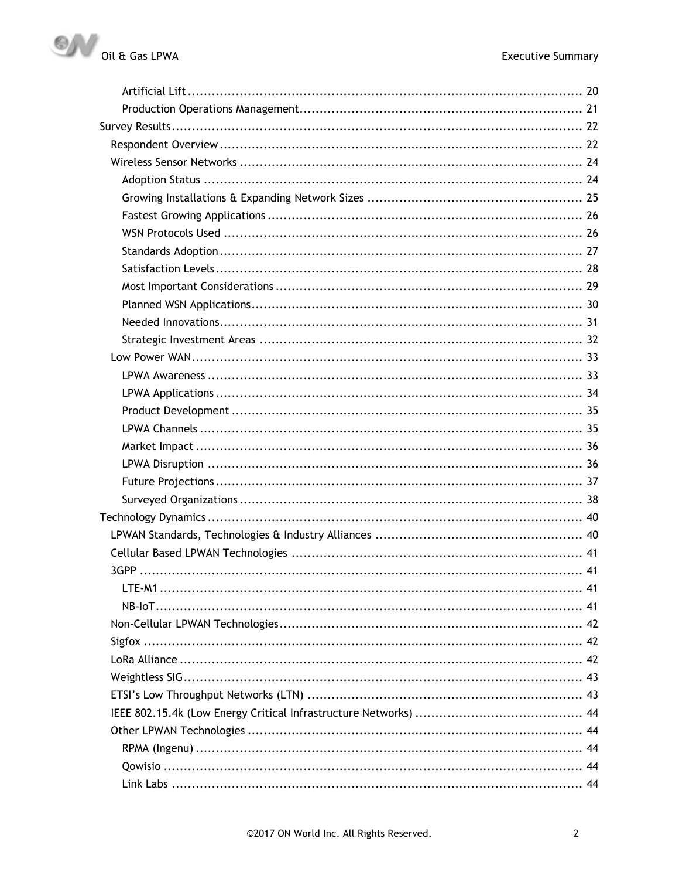Artificial Lift ... 20
Production Operations Management ... 21
Survey Results ... 22
Respondent Overview ... 22
Wireless Sensor Networks ... 24
Adoption Status ... 24
Growing Installations & Expanding Network Sizes ... 25
Fastest Growing Applications ... 26
WSN Protocols Used ... 26
Standards Adoption ... 27
Satisfaction Levels ... 28
Most Important Considerations ... 29
Planned WSN Applications ... 30
Needed Innovations ... 31
Strategic Investment Areas ... 32
Low Power WAN ... 33
LPWA Awareness ... 33
LPWA Applications ... 34
Product Development ... 35
LPWA Channels ... 35
Market Impact ... 36
LPWA Disruption ... 36
Future Projections ... 37
Surveyed Organizations ... 38
Technology Dynamics ... 40
LPWAN Standards, Technologies & Industry Alliances ... 40
Cellular Based LPWAN Technologies ... 41
3GPP ... 41
LTE-M1 ... 41
NB-IoT ... 41
Non-Cellular LPWAN Technologies ... 42
Sigfox ... 42
LoRa Alliance ... 42
Weightless SIG ... 43
ETSI's Low Throughput Networks (LTN) ... 43
IEEE 802.15.4k (Low Energy Critical Infrastructure Networks) ... 44
Other LPWAN Technologies ... 44
RPMA (Ingenu) ... 44
Qowisio ... 44
Link Labs ... 44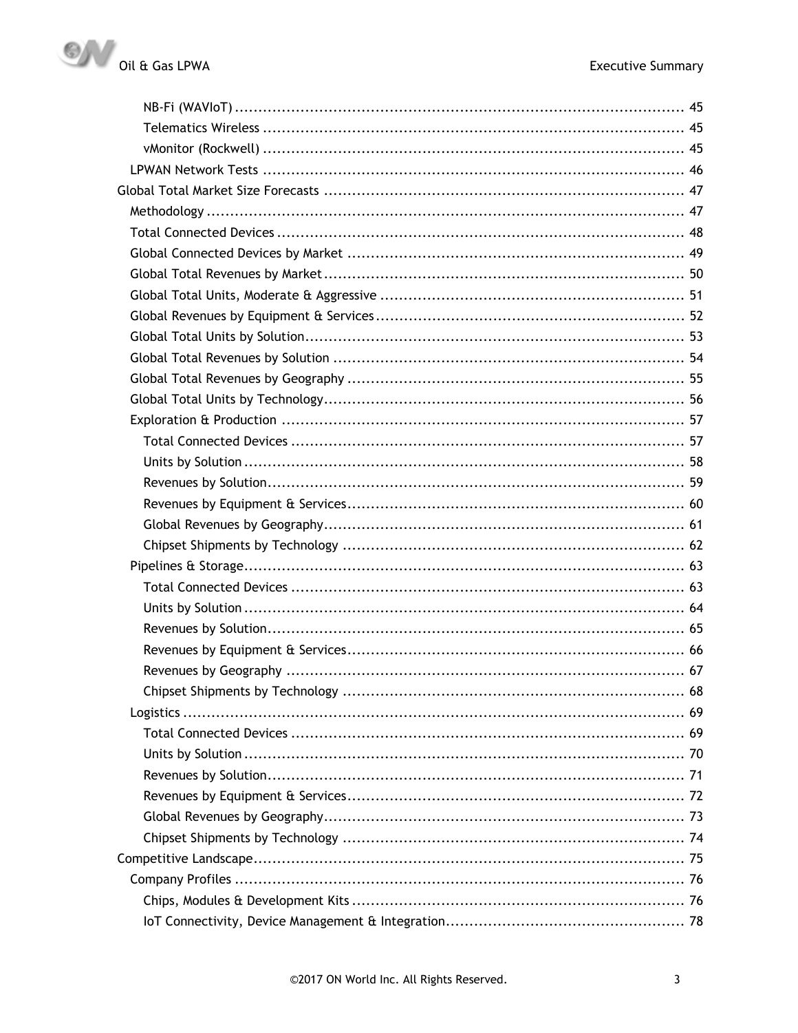- NB-Fi (WAVIoT) ........ 45
- Telematics Wireless ........ 45
- vMonitor (Rockwell) ........ 45
- LPWAN Network Tests ........ 46

Global Total Market Size Forecasts ........ 47

- Methodology ........ 47
- Total Connected Devices ........ 48
- Global Connected Devices by Market ........ 49
- Global Total Revenues by Market ........ 50
- Global Total Units, Moderate & Aggressive ........ 51
- Global Revenues by Equipment & Services ........ 52
- Global Total Units by Solution ........ 53
- Global Total Revenues by Solution ........ 54
- Global Total Revenues by Geography ........ 55
- Global Total Units by Technology ........ 56
- Exploration & Production ........ 57
  - Total Connected Devices ........ 57
  - Units by Solution ........ 58
  - Revenues by Solution ........ 59
  - Revenues by Equipment & Services ........ 60
  - Global Revenues by Geography ........ 61
  - Chipset Shipments by Technology ........ 62
- Pipelines & Storage ........ 63
  - Total Connected Devices ........ 63
  - Units by Solution ........ 64
  - Revenues by Solution ........ 65
  - Revenues by Equipment & Services ........ 66
  - Revenues by Geography ........ 67
  - Chipset Shipments by Technology ........ 68
- Logistics ........ 69
  - Total Connected Devices ........ 69
  - Units by Solution ........ 70
  - Revenues by Solution ........ 71
  - Revenues by Equipment & Services ........ 72
  - Global Revenues by Geography ........ 73
  - Chipset Shipments by Technology ........ 74

Competitive Landscape ........ 75

- Company Profiles ........ 76
  - Chips, Modules & Development Kits ........ 76
  - IoT Connectivity, Device Management & Integration ........ 78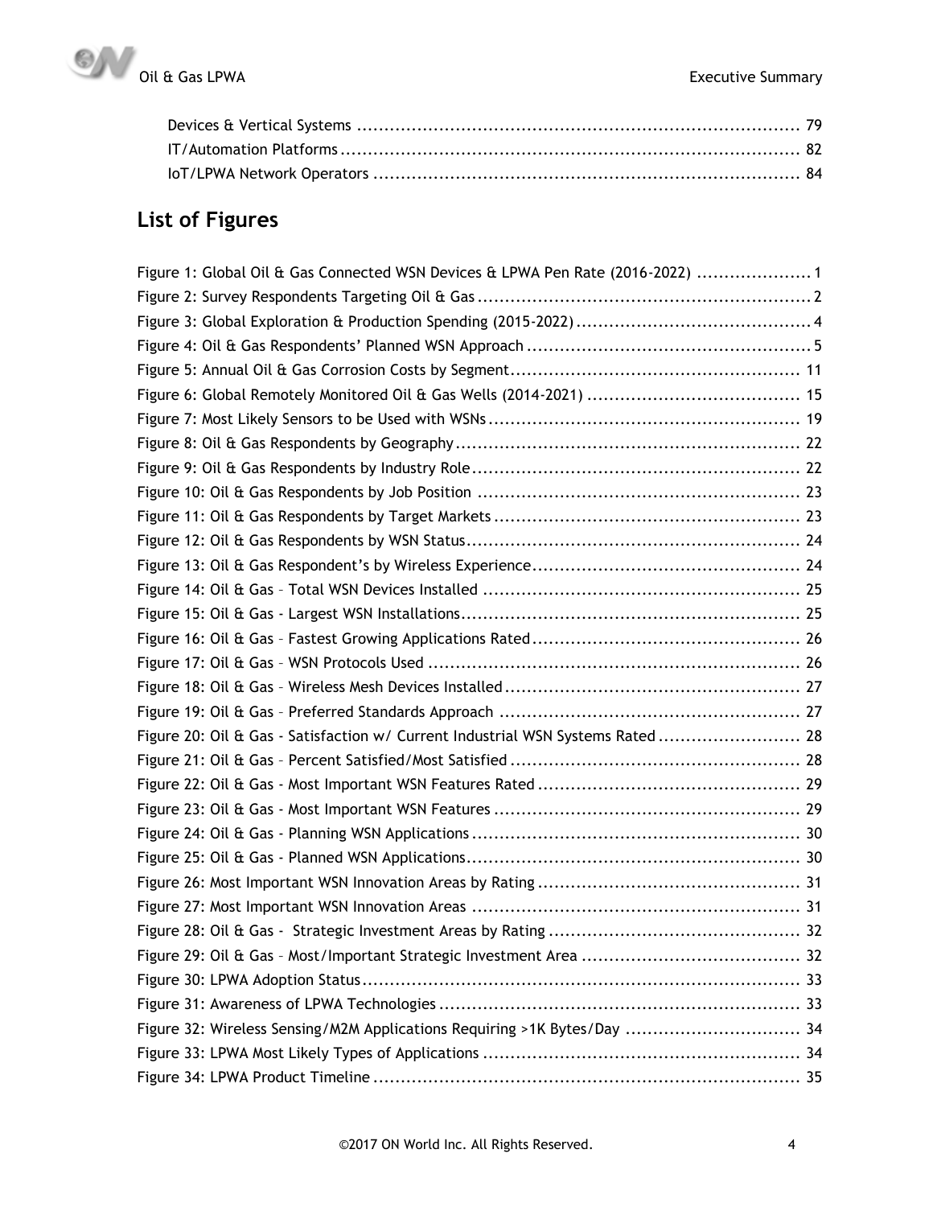Devices & Vertical Systems ................................................................................ 79
IT/Automation Platforms ................................................................................... 82
IoT/LPWA Network Operators ............................................................................ 84

## List of Figures

Figure 1: Global Oil & Gas Connected WSN Devices & LPWA Pen Rate (2016-2022) ..................... 1
Figure 2: Survey Respondents Targeting Oil & Gas ............................................................. 2
Figure 3: Global Exploration & Production Spending (2015-2022) ........................................... 4
Figure 4: Oil & Gas Respondents' Planned WSN Approach .................................................... 5
Figure 5: Annual Oil & Gas Corrosion Costs by Segment..................................................... 11
Figure 6: Global Remotely Monitored Oil & Gas Wells (2014-2021) ....................................... 15
Figure 7: Most Likely Sensors to be Used with WSNs......................................................... 19
Figure 8: Oil & Gas Respondents by Geography............................................................... 22
Figure 9: Oil & Gas Respondents by Industry Role............................................................ 22
Figure 10: Oil & Gas Respondents by Job Position ........................................................... 23
Figure 11: Oil & Gas Respondents by Target Markets ........................................................ 23
Figure 12: Oil & Gas Respondents by WSN Status............................................................. 24
Figure 13: Oil & Gas Respondent's by Wireless Experience................................................. 24
Figure 14: Oil & Gas – Total WSN Devices Installed .......................................................... 25
Figure 15: Oil & Gas - Largest WSN Installations.............................................................. 25
Figure 16: Oil & Gas – Fastest Growing Applications Rated................................................. 26
Figure 17: Oil & Gas – WSN Protocols Used .................................................................... 26
Figure 18: Oil & Gas – Wireless Mesh Devices Installed ...................................................... 27
Figure 19: Oil & Gas – Preferred Standards Approach ....................................................... 27
Figure 20: Oil & Gas - Satisfaction w/ Current Industrial WSN Systems Rated .......................... 28
Figure 21: Oil & Gas – Percent Satisfied/Most Satisfied ..................................................... 28
Figure 22: Oil & Gas - Most Important WSN Features Rated ................................................ 29
Figure 23: Oil & Gas - Most Important WSN Features ........................................................ 29
Figure 24: Oil & Gas - Planning WSN Applications ............................................................ 30
Figure 25: Oil & Gas - Planned WSN Applications............................................................. 30
Figure 26: Most Important WSN Innovation Areas by Rating ................................................ 31
Figure 27: Most Important WSN Innovation Areas ............................................................ 31
Figure 28: Oil & Gas - Strategic Investment Areas by Rating .............................................. 32
Figure 29: Oil & Gas – Most/Important Strategic Investment Area ........................................ 32
Figure 30: LPWA Adoption Status................................................................................ 33
Figure 31: Awareness of LPWA Technologies .................................................................. 33
Figure 32: Wireless Sensing/M2M Applications Requiring >1K Bytes/Day ................................ 34
Figure 33: LPWA Most Likely Types of Applications .......................................................... 34
Figure 34: LPWA Product Timeline ............................................................................. 35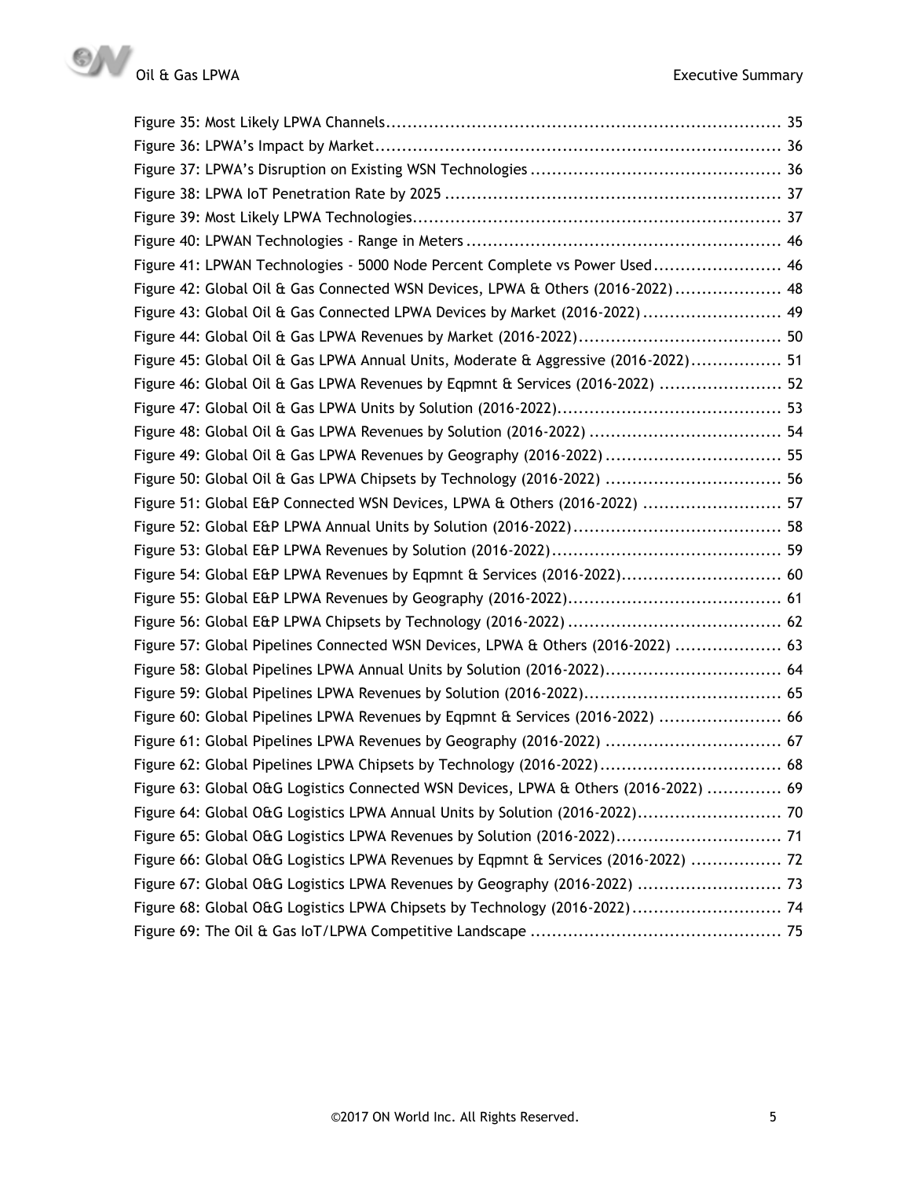Figure 35: Most Likely LPWA Channels .......................................................................... 35
Figure 36: LPWA's Impact by Market ............................................................................ 36
Figure 37: LPWA's Disruption on Existing WSN Technologies ............................................... 36
Figure 38: LPWA IoT Penetration Rate by 2025 .............................................................. 37
Figure 39: Most Likely LPWA Technologies ..................................................................... 37
Figure 40: LPWAN Technologies - Range in Meters ........................................................... 46
Figure 41: LPWAN Technologies - 5000 Node Percent Complete vs Power Used ........................ 46
Figure 42: Global Oil & Gas Connected WSN Devices, LPWA & Others (2016-2022) .................... 48
Figure 43: Global Oil & Gas Connected LPWA Devices by Market (2016-2022) .......................... 49
Figure 44: Global Oil & Gas LPWA Revenues by Market (2016-2022) ...................................... 50
Figure 45: Global Oil & Gas LPWA Annual Units, Moderate & Aggressive (2016-2022) ................. 51
Figure 46: Global Oil & Gas LPWA Revenues by Eqpmnt & Services (2016-2022) ....................... 52
Figure 47: Global Oil & Gas LPWA Units by Solution (2016-2022) .......................................... 53
Figure 48: Global Oil & Gas LPWA Revenues by Solution (2016-2022) .................................... 54
Figure 49: Global Oil & Gas LPWA Revenues by Geography (2016-2022) ................................. 55
Figure 50: Global Oil & Gas LPWA Chipsets by Technology (2016-2022) ................................. 56
Figure 51: Global E&P Connected WSN Devices, LPWA & Others (2016-2022) .......................... 57
Figure 52: Global E&P LPWA Annual Units by Solution (2016-2022) ....................................... 58
Figure 53: Global E&P LPWA Revenues by Solution (2016-2022) ........................................... 59
Figure 54: Global E&P LPWA Revenues by Eqpmnt & Services (2016-2022) .............................. 60
Figure 55: Global E&P LPWA Revenues by Geography (2016-2022) ........................................ 61
Figure 56: Global E&P LPWA Chipsets by Technology (2016-2022) ........................................ 62
Figure 57: Global Pipelines Connected WSN Devices, LPWA & Others (2016-2022) .................... 63
Figure 58: Global Pipelines LPWA Annual Units by Solution (2016-2022) ................................. 64
Figure 59: Global Pipelines LPWA Revenues by Solution (2016-2022) ..................................... 65
Figure 60: Global Pipelines LPWA Revenues by Eqpmnt & Services (2016-2022) ....................... 66
Figure 61: Global Pipelines LPWA Revenues by Geography (2016-2022) ................................. 67
Figure 62: Global Pipelines LPWA Chipsets by Technology (2016-2022) .................................. 68
Figure 63: Global O&G Logistics Connected WSN Devices, LPWA & Others (2016-2022) .............. 69
Figure 64: Global O&G Logistics LPWA Annual Units by Solution (2016-2022) ........................... 70
Figure 65: Global O&G Logistics LPWA Revenues by Solution (2016-2022) ............................... 71
Figure 66: Global O&G Logistics LPWA Revenues by Eqpmnt & Services (2016-2022) ................. 72
Figure 67: Global O&G Logistics LPWA Revenues by Geography (2016-2022) ........................... 73
Figure 68: Global O&G Logistics LPWA Chipsets by Technology (2016-2022) ............................ 74
Figure 69: The Oil & Gas IoT/LPWA Competitive Landscape ............................................... 75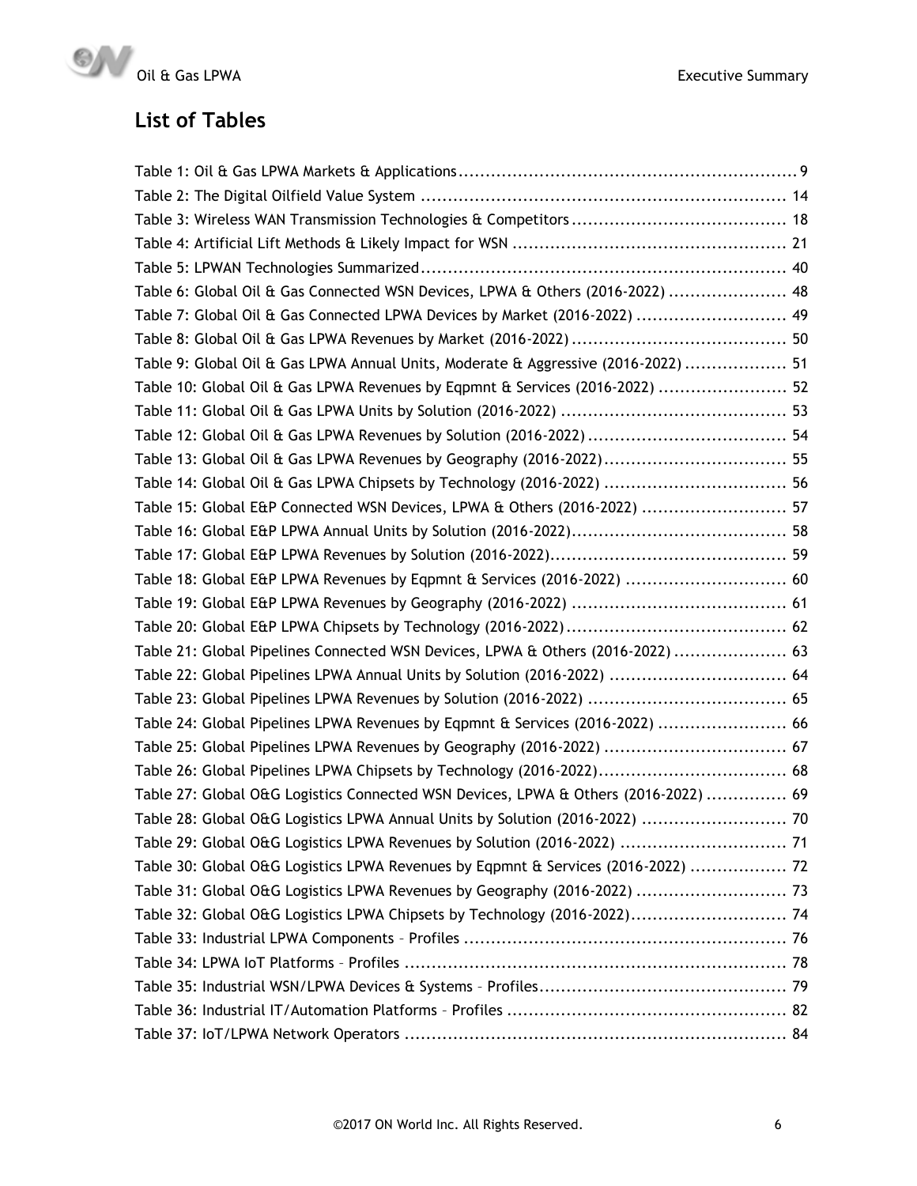## List of Tables

Table 1: Oil & Gas LPWA Markets & Applications ........ 9
Table 2: The Digital Oilfield Value System ........ 14
Table 3: Wireless WAN Transmission Technologies & Competitors ........ 18
Table 4: Artificial Lift Methods & Likely Impact for WSN ........ 21
Table 5: LPWAN Technologies Summarized ........ 40
Table 6: Global Oil & Gas Connected WSN Devices, LPWA & Others (2016-2022) ........ 48
Table 7: Global Oil & Gas Connected LPWA Devices by Market (2016-2022) ........ 49
Table 8: Global Oil & Gas LPWA Revenues by Market (2016-2022) ........ 50
Table 9: Global Oil & Gas LPWA Annual Units, Moderate & Aggressive (2016-2022) ........ 51
Table 10: Global Oil & Gas LPWA Revenues by Eqpmnt & Services (2016-2022) ........ 52
Table 11: Global Oil & Gas LPWA Units by Solution (2016-2022) ........ 53
Table 12: Global Oil & Gas LPWA Revenues by Solution (2016-2022) ........ 54
Table 13: Global Oil & Gas LPWA Revenues by Geography (2016-2022) ........ 55
Table 14: Global Oil & Gas LPWA Chipsets by Technology (2016-2022) ........ 56
Table 15: Global E&P Connected WSN Devices, LPWA & Others (2016-2022) ........ 57
Table 16: Global E&P LPWA Annual Units by Solution (2016-2022) ........ 58
Table 17: Global E&P LPWA Revenues by Solution (2016-2022) ........ 59
Table 18: Global E&P LPWA Revenues by Eqpmnt & Services (2016-2022) ........ 60
Table 19: Global E&P LPWA Revenues by Geography (2016-2022) ........ 61
Table 20: Global E&P LPWA Chipsets by Technology (2016-2022) ........ 62
Table 21: Global Pipelines Connected WSN Devices, LPWA & Others (2016-2022) ........ 63
Table 22: Global Pipelines LPWA Annual Units by Solution (2016-2022) ........ 64
Table 23: Global Pipelines LPWA Revenues by Solution (2016-2022) ........ 65
Table 24: Global Pipelines LPWA Revenues by Eqpmnt & Services (2016-2022) ........ 66
Table 25: Global Pipelines LPWA Revenues by Geography (2016-2022) ........ 67
Table 26: Global Pipelines LPWA Chipsets by Technology (2016-2022) ........ 68
Table 27: Global O&G Logistics Connected WSN Devices, LPWA & Others (2016-2022) ........ 69
Table 28: Global O&G Logistics LPWA Annual Units by Solution (2016-2022) ........ 70
Table 29: Global O&G Logistics LPWA Revenues by Solution (2016-2022) ........ 71
Table 30: Global O&G Logistics LPWA Revenues by Eqpmnt & Services (2016-2022) ........ 72
Table 31: Global O&G Logistics LPWA Revenues by Geography (2016-2022) ........ 73
Table 32: Global O&G Logistics LPWA Chipsets by Technology (2016-2022) ........ 74
Table 33: Industrial LPWA Components – Profiles ........ 76
Table 34: LPWA IoT Platforms – Profiles ........ 78
Table 35: Industrial WSN/LPWA Devices & Systems – Profiles ........ 79
Table 36: Industrial IT/Automation Platforms – Profiles ........ 82
Table 37: IoT/LPWA Network Operators ........ 84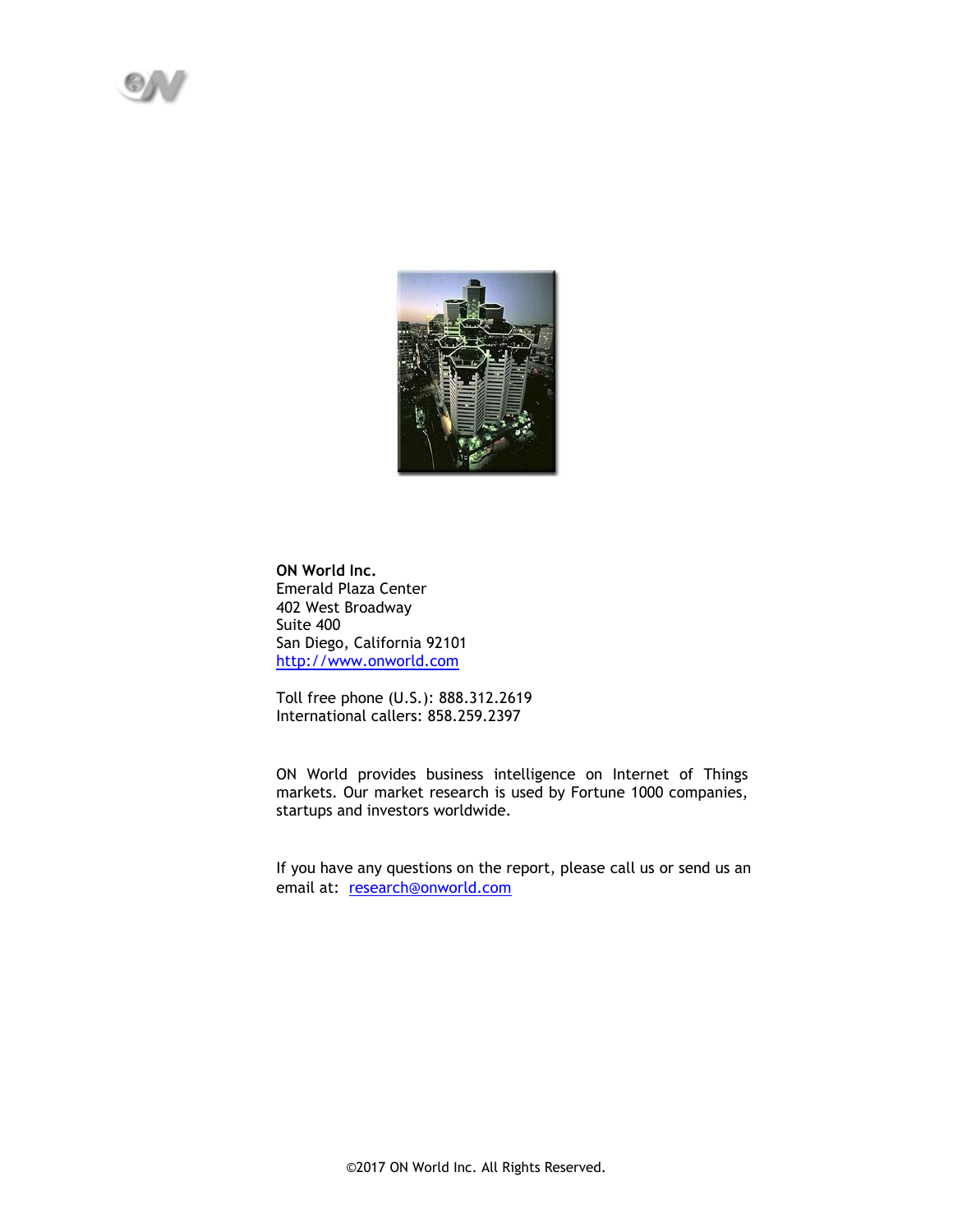**ON World Inc.**
Emerald Plaza Center
402 West Broadway
Suite 400
San Diego, California 92101
http://www.onworld.com

Toll free phone (U.S.): 888.312.2619
International callers: 858.259.2397

ON World provides business intelligence on Internet of Things markets. Our market research is used by Fortune 1000 companies, startups and investors worldwide.

If you have any questions on the report, please call us or send us an email at: research@onworld.com

©2017 ON World Inc. All Rights Reserved.